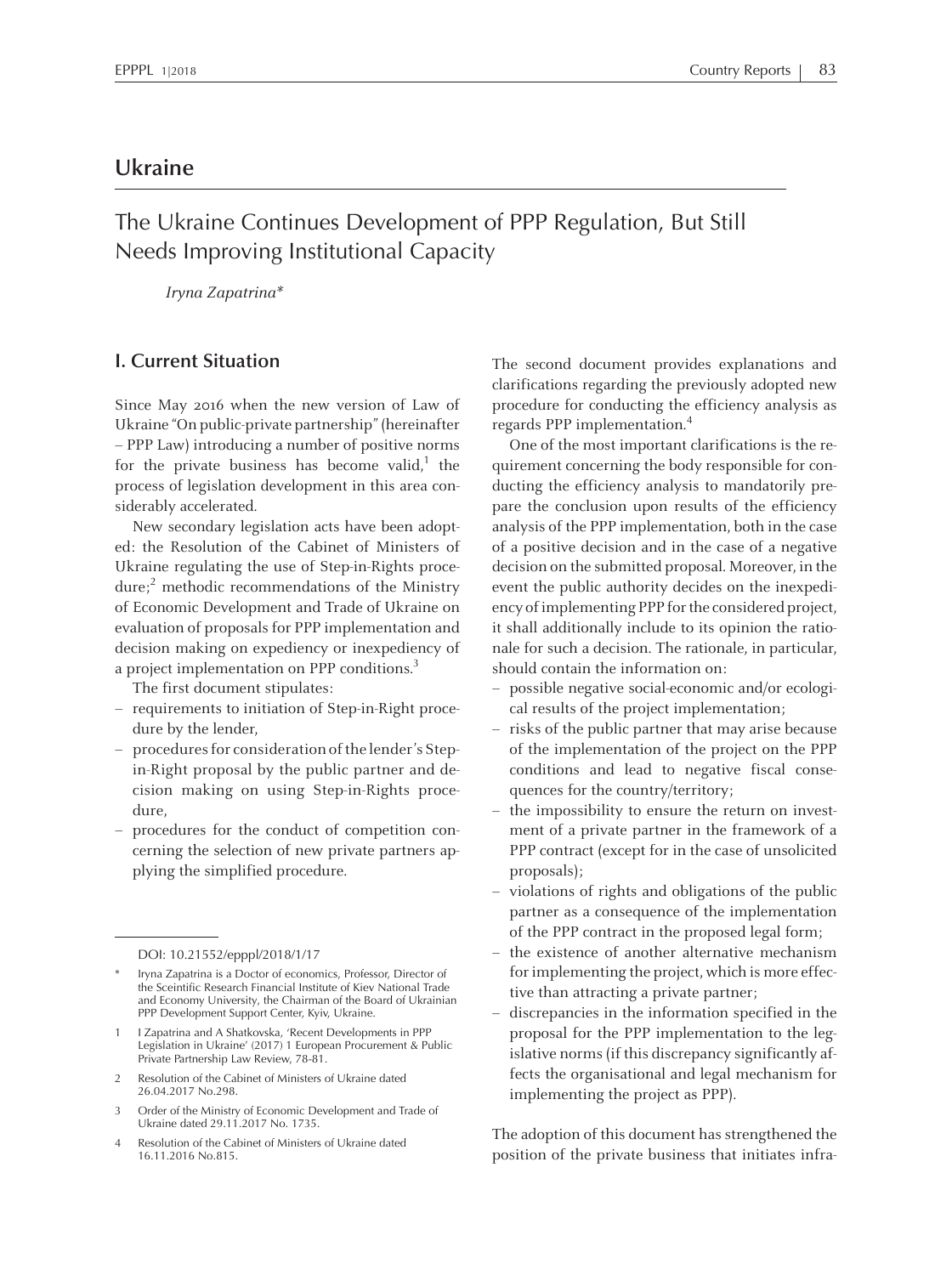# Ukraine

## The Ukraine Continues Development of PPP Regulation, But Still Needs Improving Institutional Capacity

*Iryna Zapatrina\**

### I. Current Situation

Since May 2016 when the new version of Law of Ukraine "On public-private partnership" (hereinafter – PPP Law) introducing a number of positive norms for the private business has become valid,[1] the process of legislation development in this area considerably accelerated.

New secondary legislation acts have been adopted: the Resolution of the Cabinet of Ministers of Ukraine regulating the use of Step-in-Rights procedure;[2] methodic recommendations of the Ministry of Economic Development and Trade of Ukraine on evaluation of proposals for PPP implementation and decision making on expediency or inexpediency of a project implementation on PPP conditions.[3]

The first document stipulates:

- requirements to initiation of Step-in-Right procedure by the lender,
- procedures for consideration of the lender's Step-in-Right proposal by the public partner and decision making on using Step-in-Rights procedure,
- procedures for the conduct of competition concerning the selection of new private partners applying the simplified procedure.

The second document provides explanations and clarifications regarding the previously adopted new procedure for conducting the efficiency analysis as regards PPP implementation.[4]

One of the most important clarifications is the requirement concerning the body responsible for conducting the efficiency analysis to mandatorily prepare the conclusion upon results of the efficiency analysis of the PPP implementation, both in the case of a positive decision and in the case of a negative decision on the submitted proposal. Moreover, in the event the public authority decides on the inexpediency of implementing PPP for the considered project, it shall additionally include to its opinion the rationale for such a decision. The rationale, in particular, should contain the information on:

- possible negative social-economic and/or ecological results of the project implementation;
- risks of the public partner that may arise because of the implementation of the project on the PPP conditions and lead to negative fiscal consequences for the country/territory;
- the impossibility to ensure the return on investment of a private partner in the framework of a PPP contract (except for in the case of unsolicited proposals);
- violations of rights and obligations of the public partner as a consequence of the implementation of the PPP contract in the proposed legal form;
- the existence of another alternative mechanism for implementing the project, which is more effective than attracting a private partner;
- discrepancies in the information specified in the proposal for the PPP implementation to the legislative norms (if this discrepancy significantly affects the organisational and legal mechanism for implementing the project as PPP).

The adoption of this document has strengthened the position of the private business that initiates infra-

---

DOI: 10.21552/epppl/2018/1/17

\* Iryna Zapatrina is a Doctor of economics, Professor, Director of the Sceintific Research Financial Institute of Kiev National Trade and Economy University, the Chairman of the Board of Ukrainian PPP Development Support Center, Kyiv, Ukraine.

1 I Zapatrina and A Shatkovska, 'Recent Developments in PPP Legislation in Ukraine' (2017) 1 European Procurement & Public Private Partnership Law Review, 78-81.

2 Resolution of the Cabinet of Ministers of Ukraine dated 26.04.2017 No.298.

3 Order of the Ministry of Economic Development and Trade of Ukraine dated 29.11.2017 No. 1735.

4 Resolution of the Cabinet of Ministers of Ukraine dated 16.11.2016 No.815.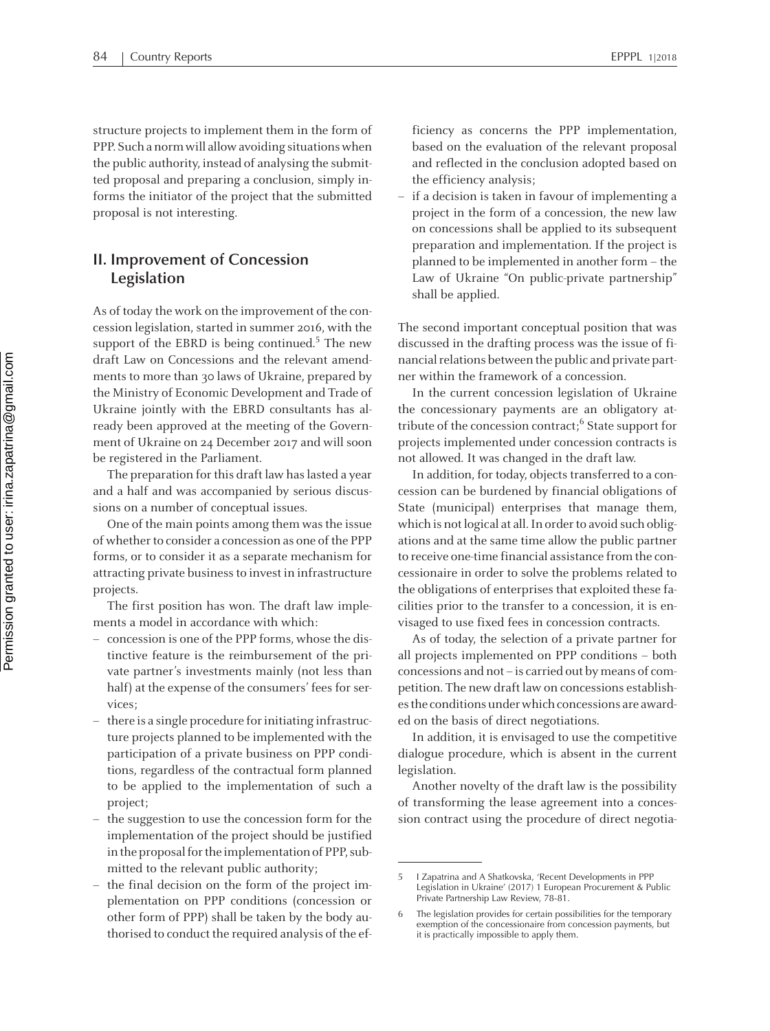structure projects to implement them in the form of PPP. Such a norm will allow avoiding situations when the public authority, instead of analysing the submitted proposal and preparing a conclusion, simply informs the initiator of the project that the submitted proposal is not interesting.

## II. Improvement of Concession Legislation

As of today the work on the improvement of the concession legislation, started in summer 2016, with the support of the EBRD is being continued.[5] The new draft Law on Concessions and the relevant amendments to more than 30 laws of Ukraine, prepared by the Ministry of Economic Development and Trade of Ukraine jointly with the EBRD consultants has already been approved at the meeting of the Government of Ukraine on 24 December 2017 and will soon be registered in the Parliament.

The preparation for this draft law has lasted a year and a half and was accompanied by serious discussions on a number of conceptual issues.

One of the main points among them was the issue of whether to consider a concession as one of the PPP forms, or to consider it as a separate mechanism for attracting private business to invest in infrastructure projects.

The first position has won. The draft law implements a model in accordance with which:

- concession is one of the PPP forms, whose the distinctive feature is the reimbursement of the private partner's investments mainly (not less than half) at the expense of the consumers' fees for services;
- there is a single procedure for initiating infrastructure projects planned to be implemented with the participation of a private business on PPP conditions, regardless of the contractual form planned to be applied to the implementation of such a project;
- the suggestion to use the concession form for the implementation of the project should be justified in the proposal for the implementation of PPP, submitted to the relevant public authority;
- the final decision on the form of the project implementation on PPP conditions (concession or other form of PPP) shall be taken by the body authorised to conduct the required analysis of the efficiency as concerns the PPP implementation, based on the evaluation of the relevant proposal and reflected in the conclusion adopted based on the efficiency analysis;
- if a decision is taken in favour of implementing a project in the form of a concession, the new law on concessions shall be applied to its subsequent preparation and implementation. If the project is planned to be implemented in another form – the Law of Ukraine "On public-private partnership" shall be applied.

The second important conceptual position that was discussed in the drafting process was the issue of financial relations between the public and private partner within the framework of a concession.

In the current concession legislation of Ukraine the concessionary payments are an obligatory attribute of the concession contract;[6] State support for projects implemented under concession contracts is not allowed. It was changed in the draft law.

In addition, for today, objects transferred to a concession can be burdened by financial obligations of State (municipal) enterprises that manage them, which is not logical at all. In order to avoid such obligations and at the same time allow the public partner to receive one-time financial assistance from the concessionaire in order to solve the problems related to the obligations of enterprises that exploited these facilities prior to the transfer to a concession, it is envisaged to use fixed fees in concession contracts.

As of today, the selection of a private partner for all projects implemented on PPP conditions – both concessions and not – is carried out by means of competition. The new draft law on concessions establishes the conditions under which concessions are awarded on the basis of direct negotiations.

In addition, it is envisaged to use the competitive dialogue procedure, which is absent in the current legislation.

Another novelty of the draft law is the possibility of transforming the lease agreement into a concession contract using the procedure of direct negotia-

---

5 I Zapatrina and A Shatkovska, 'Recent Developments in PPP Legislation in Ukraine' (2017) 1 European Procurement & Public Private Partnership Law Review, 78-81.

6 The legislation provides for certain possibilities for the temporary exemption of the concessionaire from concession payments, but it is practically impossible to apply them.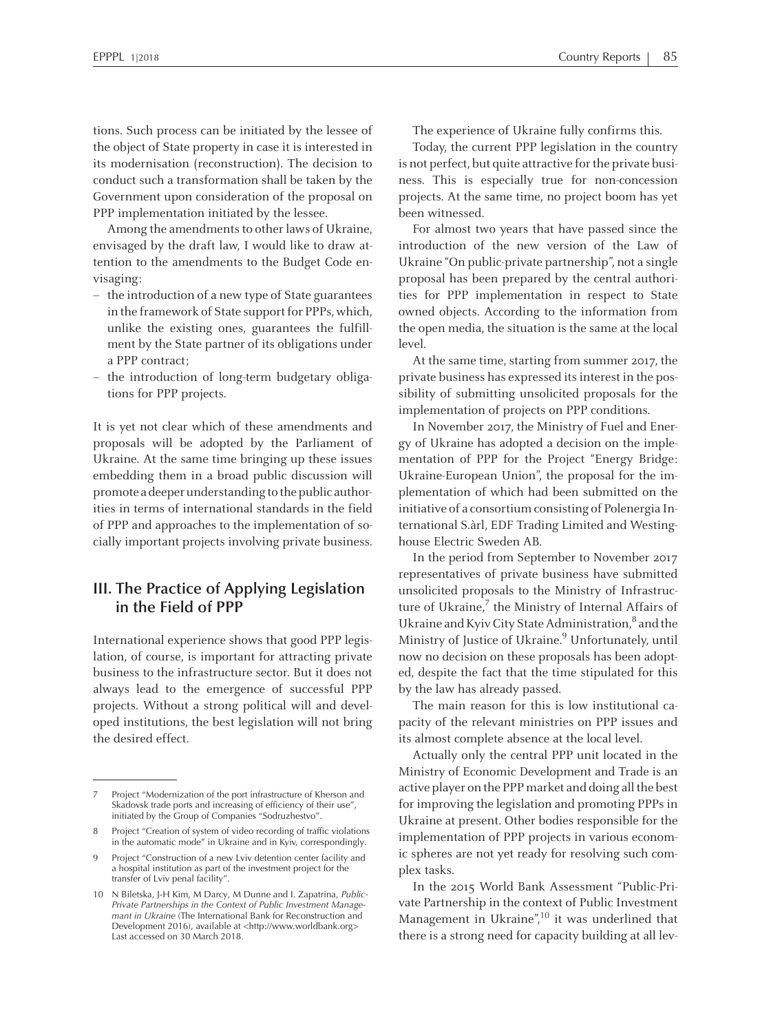tions. Such process can be initiated by the lessee of the object of State property in case it is interested in its modernisation (reconstruction). The decision to conduct such a transformation shall be taken by the Government upon consideration of the proposal on PPP implementation initiated by the lessee.

Among the amendments to other laws of Ukraine, envisaged by the draft law, I would like to draw attention to the amendments to the Budget Code envisaging:

- the introduction of a new type of State guarantees in the framework of State support for PPPs, which, unlike the existing ones, guarantees the fulfillment by the State partner of its obligations under a PPP contract;
- the introduction of long-term budgetary obligations for PPP projects.

It is yet not clear which of these amendments and proposals will be adopted by the Parliament of Ukraine. At the same time bringing up these issues embedding them in a broad public discussion will promote a deeper understanding to the public authorities in terms of international standards in the field of PPP and approaches to the implementation of socially important projects involving private business.

## III. The Practice of Applying Legislation in the Field of PPP

International experience shows that good PPP legislation, of course, is important for attracting private business to the infrastructure sector. But it does not always lead to the emergence of successful PPP projects. Without a strong political will and developed institutions, the best legislation will not bring the desired effect.

The experience of Ukraine fully confirms this.

Today, the current PPP legislation in the country is not perfect, but quite attractive for the private business. This is especially true for non-concession projects. At the same time, no project boom has yet been witnessed.

For almost two years that have passed since the introduction of the new version of the Law of Ukraine "On public-private partnership", not a single proposal has been prepared by the central authorities for PPP implementation in respect to State owned objects. According to the information from the open media, the situation is the same at the local level.

At the same time, starting from summer 2017, the private business has expressed its interest in the possibility of submitting unsolicited proposals for the implementation of projects on PPP conditions.

In November 2017, the Ministry of Fuel and Energy of Ukraine has adopted a decision on the implementation of PPP for the Project "Energy Bridge: Ukraine-European Union", the proposal for the implementation of which had been submitted on the initiative of a consortium consisting of Polenergia International S.àrl, EDF Trading Limited and Westinghouse Electric Sweden AB.

In the period from September to November 2017 representatives of private business have submitted unsolicited proposals to the Ministry of Infrastructure of Ukraine,[7] the Ministry of Internal Affairs of Ukraine and Kyiv City State Administration,[8] and the Ministry of Justice of Ukraine.[9] Unfortunately, until now no decision on these proposals has been adopted, despite the fact that the time stipulated for this by the law has already passed.

The main reason for this is low institutional capacity of the relevant ministries on PPP issues and its almost complete absence at the local level.

Actually only the central PPP unit located in the Ministry of Economic Development and Trade is an active player on the PPP market and doing all the best for improving the legislation and promoting PPPs in Ukraine at present. Other bodies responsible for the implementation of PPP projects in various economic spheres are not yet ready for resolving such complex tasks.

In the 2015 World Bank Assessment "Public-Private Partnership in the context of Public Investment Management in Ukraine",[10] it was underlined that there is a strong need for capacity building at all lev-

---

7 Project "Modernization of the port infrastructure of Kherson and Skadovsk trade ports and increasing of efficiency of their use", initiated by the Group of Companies "Sodruzhestvo".

8 Project "Creation of system of video recording of traffic violations in the automatic mode" in Ukraine and in Kyiv, correspondingly.

9 Project "Construction of a new Lviv detention center facility and a hospital institution as part of the investment project for the transfer of Lviv penal facility".

10 N Biletska, J-H Kim, M Darcy, M Dunne and I. Zapatrina, *Public-Private Partnerships in the Context of Public Investment Managemant in Ukraine* (The International Bank for Reconstruction and Development 2016), available at <http://www.worldbank.org> Last accessed on 30 March 2018.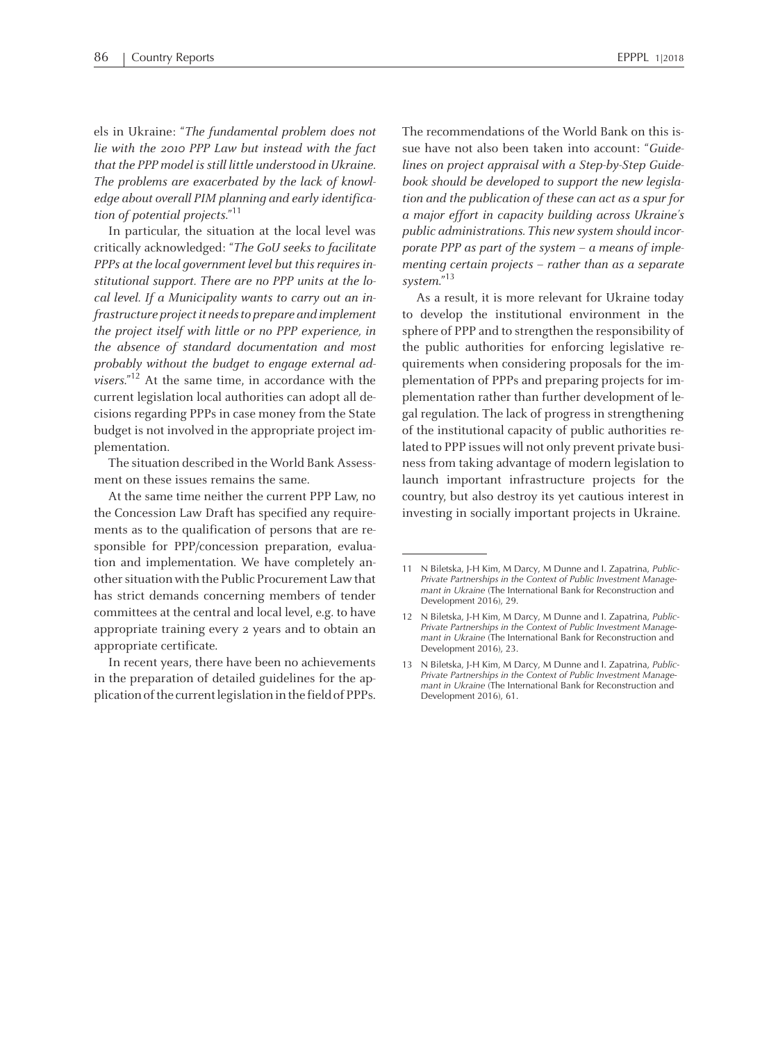els in Ukraine: "*The fundamental problem does not lie with the 2010 PPP Law but instead with the fact that the PPP model is still little understood in Ukraine. The problems are exacerbated by the lack of knowledge about overall PIM planning and early identification of potential projects.*"[11]

In particular, the situation at the local level was critically acknowledged: "*The GoU seeks to facilitate PPPs at the local government level but this requires institutional support. There are no PPP units at the local level. If a Municipality wants to carry out an infrastructure project it needs to prepare and implement the project itself with little or no PPP experience, in the absence of standard documentation and most probably without the budget to engage external advisers.*"[12] At the same time, in accordance with the current legislation local authorities can adopt all decisions regarding PPPs in case money from the State budget is not involved in the appropriate project implementation.

The situation described in the World Bank Assessment on these issues remains the same.

At the same time neither the current PPP Law, no the Concession Law Draft has specified any requirements as to the qualification of persons that are responsible for PPP/concession preparation, evaluation and implementation. We have completely another situation with the Public Procurement Law that has strict demands concerning members of tender committees at the central and local level, e.g. to have appropriate training every 2 years and to obtain an appropriate certificate.

In recent years, there have been no achievements in the preparation of detailed guidelines for the application of the current legislation in the field of PPPs. The recommendations of the World Bank on this issue have not also been taken into account: "*Guidelines on project appraisal with a Step-by-Step Guidebook should be developed to support the new legislation and the publication of these can act as a spur for a major effort in capacity building across Ukraine's public administrations. This new system should incorporate PPP as part of the system – a means of implementing certain projects – rather than as a separate system.*"[13]

As a result, it is more relevant for Ukraine today to develop the institutional environment in the sphere of PPP and to strengthen the responsibility of the public authorities for enforcing legislative requirements when considering proposals for the implementation of PPPs and preparing projects for implementation rather than further development of legal regulation. The lack of progress in strengthening of the institutional capacity of public authorities related to PPP issues will not only prevent private business from taking advantage of modern legislation to launch important infrastructure projects for the country, but also destroy its yet cautious interest in investing in socially important projects in Ukraine.

---

11 N Biletska, J-H Kim, M Darcy, M Dunne and I. Zapatrina, *Public-Private Partnerships in the Context of Public Investment Managemant in Ukraine* (The International Bank for Reconstruction and Development 2016), 29.

12 N Biletska, J-H Kim, M Darcy, M Dunne and I. Zapatrina, *Public-Private Partnerships in the Context of Public Investment Managemant in Ukraine* (The International Bank for Reconstruction and Development 2016), 23.

13 N Biletska, J-H Kim, M Darcy, M Dunne and I. Zapatrina, *Public-Private Partnerships in the Context of Public Investment Managemant in Ukraine* (The International Bank for Reconstruction and Development 2016), 61.